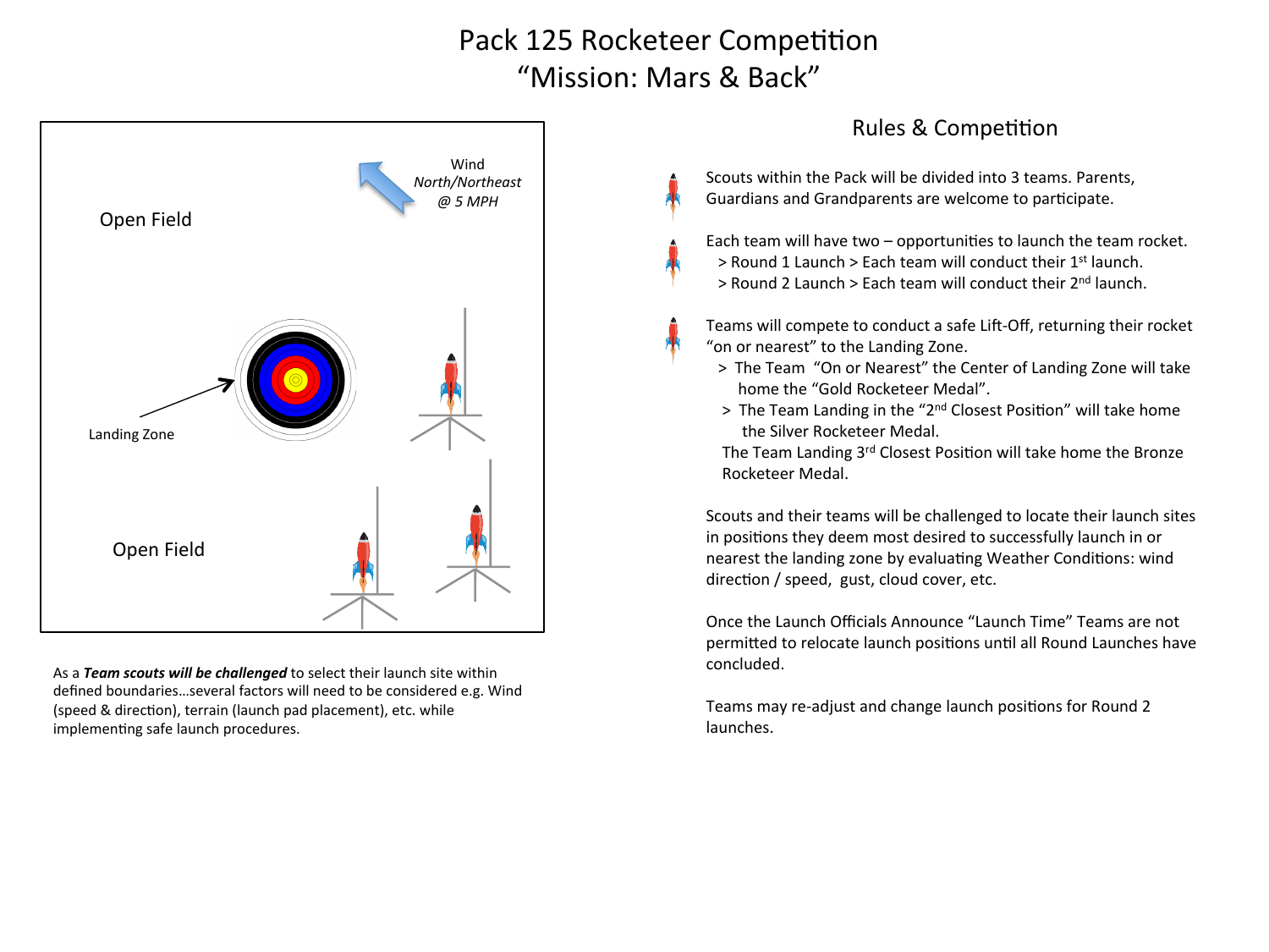# Pack 125 Rocketeer Competition
# "Mission: Mars & Back"

Open Field

Wind
*North/Northeast*
*@ 5 MPH*

Landing Zone

Open Field

As a ***Team scouts will be challenged*** to select their launch site within defined boundaries…several factors will need to be considered e.g. Wind (speed & direction), terrain (launch pad placement), etc. while implementing safe launch procedures.

## Rules & Competition

- Scouts within the Pack will be divided into 3 teams. Parents, Guardians and Grandparents are welcome to participate.

- Each team will have two – opportunities to launch the team rocket.
  > Round 1 Launch > Each team will conduct their 1st launch.
  > Round 2 Launch > Each team will conduct their 2nd launch.

- Teams will compete to conduct a safe Lift-Off, returning their rocket "on or nearest" to the Landing Zone.
  > The Team "On or Nearest" the Center of Landing Zone will take home the "Gold Rocketeer Medal".
  > The Team Landing in the "2nd Closest Position" will take home the Silver Rocketeer Medal.
  The Team Landing 3rd Closest Position will take home the Bronze Rocketeer Medal.

Scouts and their teams will be challenged to locate their launch sites in positions they deem most desired to successfully launch in or nearest the landing zone by evaluating Weather Conditions: wind direction / speed, gust, cloud cover, etc.

Once the Launch Officials Announce "Launch Time" Teams are not permitted to relocate launch positions until all Round Launches have concluded.

Teams may re-adjust and change launch positions for Round 2 launches.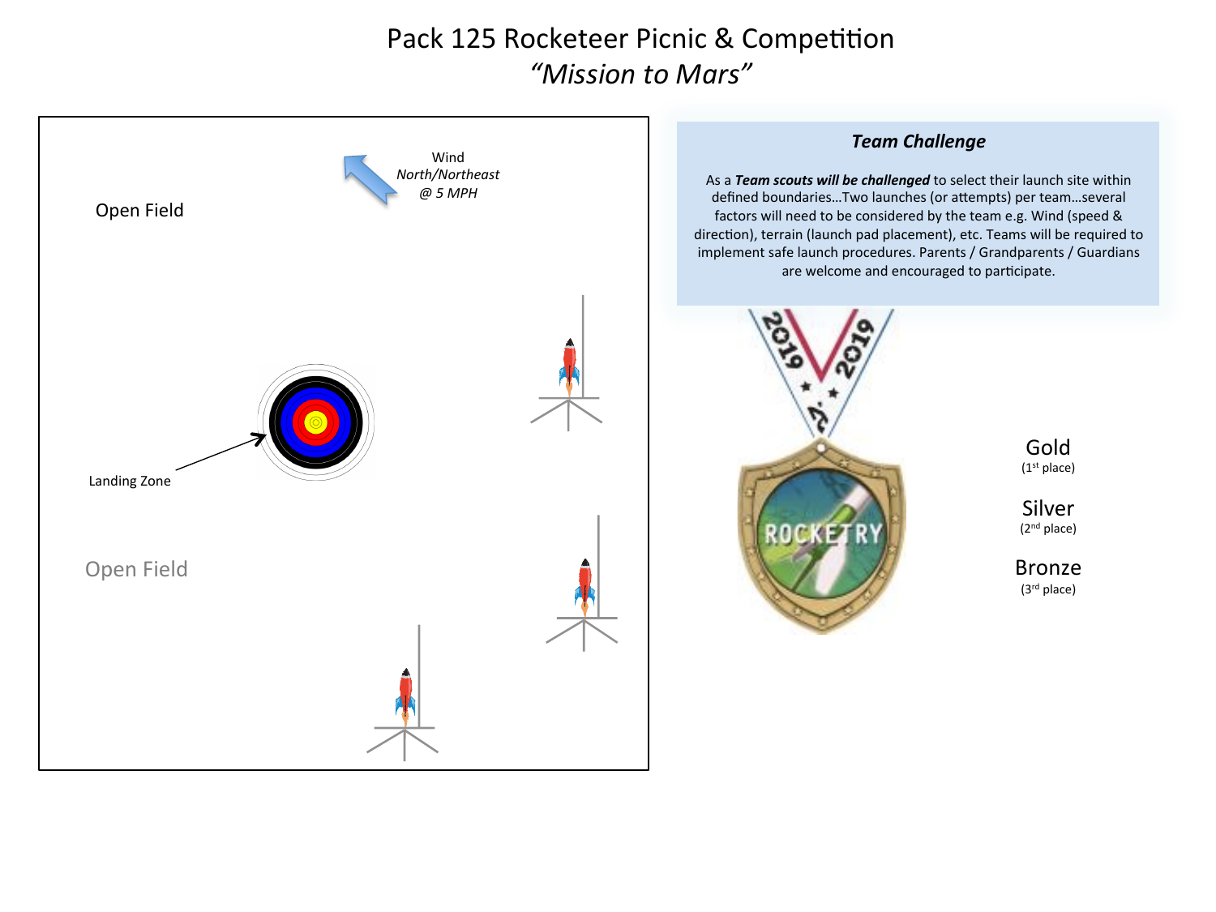# Pack 125 Rocketeer Picnic & Competition

## *"Mission to Mars"*

Wind
*North/Northeast*
*@ 5 MPH*

Open Field

Landing Zone

Open Field

### *Team Challenge*

As a ***Team scouts will be challenged*** to select their launch site within defined boundaries…Two launches (or attempts) per team…several factors will need to be considered by the team e.g. Wind (speed & direction), terrain (launch pad placement), etc. Teams will be required to implement safe launch procedures. Parents / Grandparents / Guardians are welcome and encouraged to participate.

2019 2019

ROCKETRY

Gold
(1st place)

Silver
(2nd place)

Bronze
(3rd place)